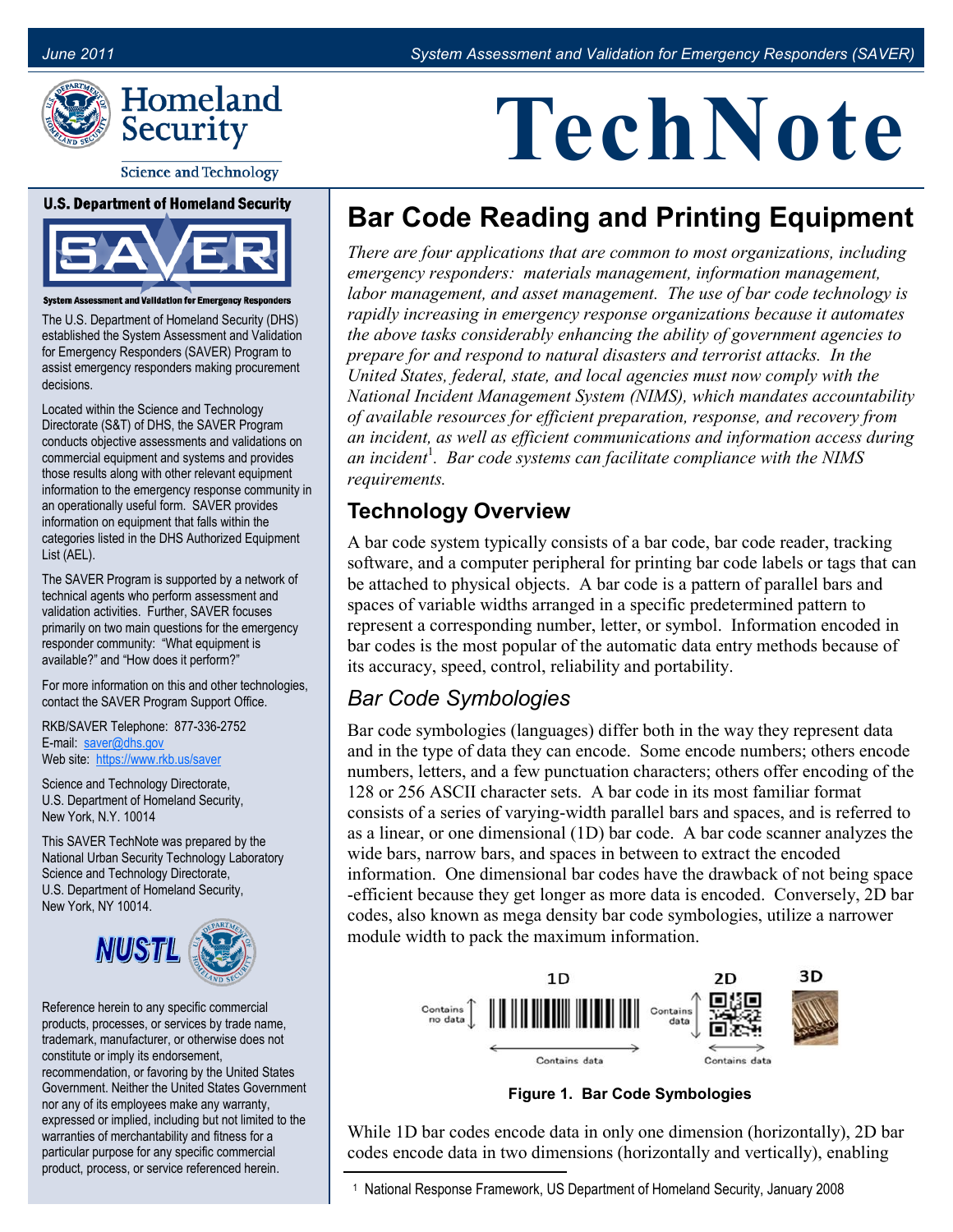# TechNote

## Bar Code Reading and Printing Equipment

*There are four applications that are common to most organizations, including emergency responders: materials management, information management, labor management, and asset management. The use of bar code technology is rapidly increasing in emergency response organizations because it automates the above tasks considerably enhancing the ability of government agencies to prepare for and respond to natural disasters and terrorist attacks. In the United States, federal, state, and local agencies must now comply with the National Incident Management System (NIMS), which mandates accountability of available resources for efficient preparation, response, and recovery from an incident, as well as efficient communications and information access during an incident[1]. Bar code systems can facilitate compliance with the NIMS requirements.*

## Technology Overview

A bar code system typically consists of a bar code, bar code reader, tracking software, and a computer peripheral for printing bar code labels or tags that can be attached to physical objects. A bar code is a pattern of parallel bars and spaces of variable widths arranged in a specific predetermined pattern to represent a corresponding number, letter, or symbol. Information encoded in bar codes is the most popular of the automatic data entry methods because of its accuracy, speed, control, reliability and portability.

### *Bar Code Symbologies*

Bar code symbologies (languages) differ both in the way they represent data and in the type of data they can encode. Some encode numbers; others encode numbers, letters, and a few punctuation characters; others offer encoding of the 128 or 256 ASCII character sets. A bar code in its most familiar format consists of a series of varying-width parallel bars and spaces, and is referred to as a linear, or one dimensional (1D) bar code. A bar code scanner analyzes the wide bars, narrow bars, and spaces in between to extract the encoded information. One dimensional bar codes have the drawback of not being space -efficient because they get longer as more data is encoded. Conversely, 2D bar codes, also known as mega density bar code symbologies, utilize a narrower module width to pack the maximum information.

**Figure 1. Bar Code Symbologies**

While 1D bar codes encode data in only one dimension (horizontally), 2D bar codes encode data in two dimensions (horizontally and vertically), enabling

[1] National Response Framework, US Department of Homeland Security, January 2008

---

**U.S. Department of Homeland Security**

**SAVER – System Assessment and Validation for Emergency Responders**

The U.S. Department of Homeland Security (DHS) established the System Assessment and Validation for Emergency Responders (SAVER) Program to assist emergency responders making procurement decisions.

Located within the Science and Technology Directorate (S&T) of DHS, the SAVER Program conducts objective assessments and validations on commercial equipment and systems and provides those results along with other relevant equipment information to the emergency response community in an operationally useful form. SAVER provides information on equipment that falls within the categories listed in the DHS Authorized Equipment List (AEL).

The SAVER Program is supported by a network of technical agents who perform assessment and validation activities. Further, SAVER focuses primarily on two main questions for the emergency responder community: "What equipment is available?" and "How does it perform?"

For more information on this and other technologies, contact the SAVER Program Support Office.

RKB/SAVER Telephone: 877-336-2752
E-mail: saver@dhs.gov
Web site: https://www.rkb.us/saver

Science and Technology Directorate,
U.S. Department of Homeland Security,
New York, N.Y. 10014

This SAVER TechNote was prepared by the National Urban Security Technology Laboratory Science and Technology Directorate, U.S. Department of Homeland Security, New York, NY 10014.

Reference herein to any specific commercial products, processes, or services by trade name, trademark, manufacturer, or otherwise does not constitute or imply its endorsement, recommendation, or favoring by the United States Government. Neither the United States Government nor any of its employees make any warranty, expressed or implied, including but not limited to the warranties of merchantability and fitness for a particular purpose for any specific commercial product, process, or service referenced herein.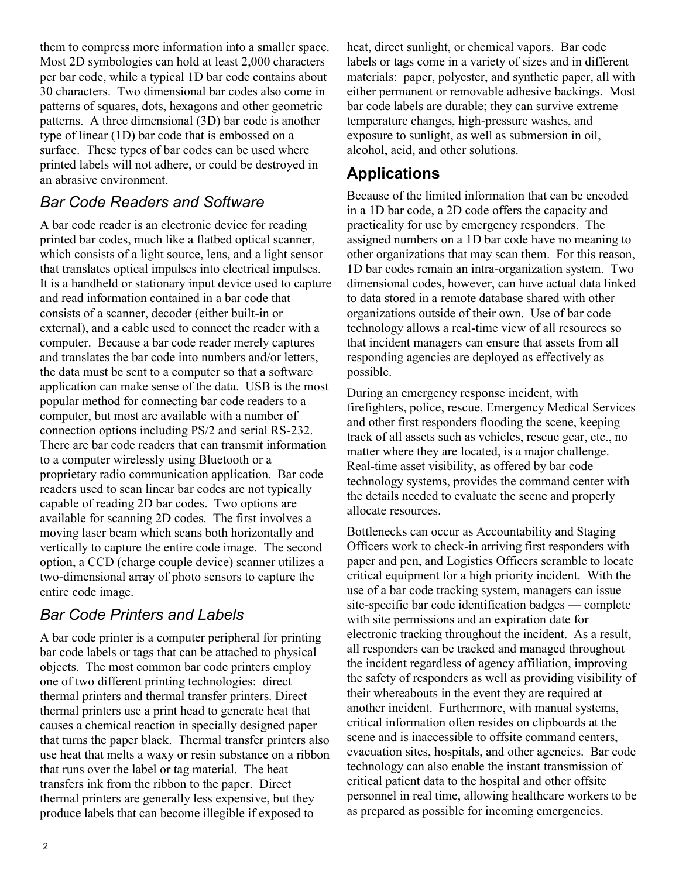them to compress more information into a smaller space. Most 2D symbologies can hold at least 2,000 characters per bar code, while a typical 1D bar code contains about 30 characters. Two dimensional bar codes also come in patterns of squares, dots, hexagons and other geometric patterns. A three dimensional (3D) bar code is another type of linear (1D) bar code that is embossed on a surface. These types of bar codes can be used where printed labels will not adhere, or could be destroyed in an abrasive environment.

### *Bar Code Readers and Software*

A bar code reader is an electronic device for reading printed bar codes, much like a flatbed optical scanner, which consists of a light source, lens, and a light sensor that translates optical impulses into electrical impulses. It is a handheld or stationary input device used to capture and read information contained in a bar code that consists of a scanner, decoder (either built-in or external), and a cable used to connect the reader with a computer. Because a bar code reader merely captures and translates the bar code into numbers and/or letters, the data must be sent to a computer so that a software application can make sense of the data. USB is the most popular method for connecting bar code readers to a computer, but most are available with a number of connection options including PS/2 and serial RS-232. There are bar code readers that can transmit information to a computer wirelessly using Bluetooth or a proprietary radio communication application. Bar code readers used to scan linear bar codes are not typically capable of reading 2D bar codes. Two options are available for scanning 2D codes. The first involves a moving laser beam which scans both horizontally and vertically to capture the entire code image. The second option, a CCD (charge couple device) scanner utilizes a two-dimensional array of photo sensors to capture the entire code image.

### *Bar Code Printers and Labels*

A bar code printer is a computer peripheral for printing bar code labels or tags that can be attached to physical objects. The most common bar code printers employ one of two different printing technologies: direct thermal printers and thermal transfer printers. Direct thermal printers use a print head to generate heat that causes a chemical reaction in specially designed paper that turns the paper black. Thermal transfer printers also use heat that melts a waxy or resin substance on a ribbon that runs over the label or tag material. The heat transfers ink from the ribbon to the paper. Direct thermal printers are generally less expensive, but they produce labels that can become illegible if exposed to heat, direct sunlight, or chemical vapors. Bar code labels or tags come in a variety of sizes and in different materials: paper, polyester, and synthetic paper, all with either permanent or removable adhesive backings. Most bar code labels are durable; they can survive extreme temperature changes, high-pressure washes, and exposure to sunlight, as well as submersion in oil, alcohol, acid, and other solutions.

## Applications

Because of the limited information that can be encoded in a 1D bar code, a 2D code offers the capacity and practicality for use by emergency responders. The assigned numbers on a 1D bar code have no meaning to other organizations that may scan them. For this reason, 1D bar codes remain an intra-organization system. Two dimensional codes, however, can have actual data linked to data stored in a remote database shared with other organizations outside of their own. Use of bar code technology allows a real-time view of all resources so that incident managers can ensure that assets from all responding agencies are deployed as effectively as possible.

During an emergency response incident, with firefighters, police, rescue, Emergency Medical Services and other first responders flooding the scene, keeping track of all assets such as vehicles, rescue gear, etc., no matter where they are located, is a major challenge. Real-time asset visibility, as offered by bar code technology systems, provides the command center with the details needed to evaluate the scene and properly allocate resources.

Bottlenecks can occur as Accountability and Staging Officers work to check-in arriving first responders with paper and pen, and Logistics Officers scramble to locate critical equipment for a high priority incident. With the use of a bar code tracking system, managers can issue site-specific bar code identification badges — complete with site permissions and an expiration date for electronic tracking throughout the incident. As a result, all responders can be tracked and managed throughout the incident regardless of agency affiliation, improving the safety of responders as well as providing visibility of their whereabouts in the event they are required at another incident. Furthermore, with manual systems, critical information often resides on clipboards at the scene and is inaccessible to offsite command centers, evacuation sites, hospitals, and other agencies. Bar code technology can also enable the instant transmission of critical patient data to the hospital and other offsite personnel in real time, allowing healthcare workers to be as prepared as possible for incoming emergencies.